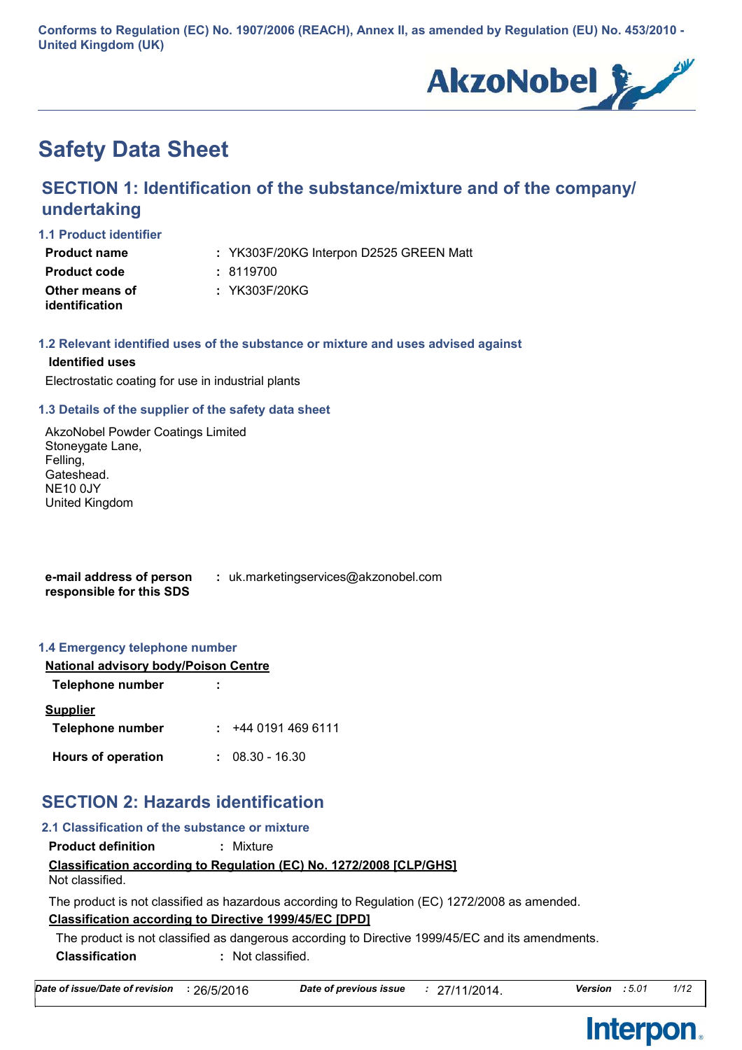Conforms to Regulation (EC) No. 1907/2006 (REACH), Annex II, as amended by Regulation (EU) No. 453/2010 - United Kingdom (UK)

# Safety Data Sheet

## SECTION 1: Identification of the substance/mixture and of the company/ undertaking

### 1.1 Product identifier

| | |
|---|---|
| **Product name** | : YK303F/20KG Interpon D2525 GREEN Matt |
| **Product code** | : 8119700 |
| **Other means of identification** | : YK303F/20KG |

### 1.2 Relevant identified uses of the substance or mixture and uses advised against

**Identified uses**

Electrostatic coating for use in industrial plants

### 1.3 Details of the supplier of the safety data sheet

AkzoNobel Powder Coatings Limited
Stoneygate Lane,
Felling,
Gateshead.
NE10 0JY
United Kingdom

**e-mail address of person responsible for this SDS** : uk.marketingservices@akzonobel.com

### 1.4 Emergency telephone number

**National advisory body/Poison Centre**

**Telephone number** :

**Supplier**

**Telephone number** : +44 0191 469 6111

**Hours of operation** : 08.30 - 16.30

## SECTION 2: Hazards identification

### 2.1 Classification of the substance or mixture

**Product definition** : Mixture

**Classification according to Regulation (EC) No. 1272/2008 [CLP/GHS]**

Not classified.

The product is not classified as hazardous according to Regulation (EC) 1272/2008 as amended.

**Classification according to Directive 1999/45/EC [DPD]**

The product is not classified as dangerous according to Directive 1999/45/EC and its amendments.

**Classification** : Not classified.

*Date of issue/Date of revision* : 26/5/2016 *Date of previous issue* : 27/11/2014. *Version* : 5.01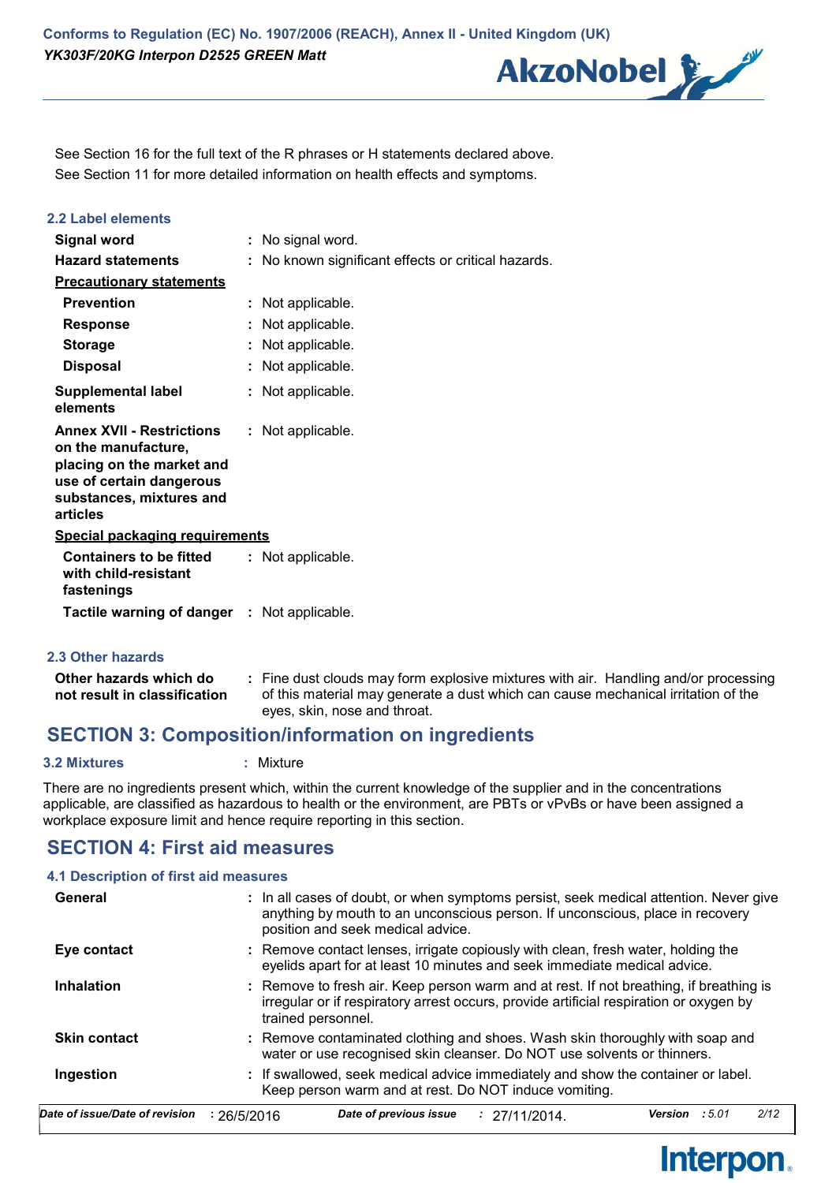See Section 16 for the full text of the R phrases or H statements declared above.
See Section 11 for more detailed information on health effects and symptoms.

### 2.2 Label elements

| | |
|---|---|
| **Signal word** | : No signal word. |
| **Hazard statements** | : No known significant effects or critical hazards. |
| **Precautionary statements** | |
| **Prevention** | : Not applicable. |
| **Response** | : Not applicable. |
| **Storage** | : Not applicable. |
| **Disposal** | : Not applicable. |
| **Supplemental label elements** | : Not applicable. |
| **Annex XVII - Restrictions on the manufacture, placing on the market and use of certain dangerous substances, mixtures and articles** | : Not applicable. |
| **Special packaging requirements** | |
| **Containers to be fitted with child-resistant fastenings** | : Not applicable. |
| **Tactile warning of danger** | : Not applicable. |

### 2.3 Other hazards

| | |
|---|---|
| **Other hazards which do not result in classification** | : Fine dust clouds may form explosive mixtures with air. Handling and/or processing of this material may generate a dust which can cause mechanical irritation of the eyes, skin, nose and throat. |

## SECTION 3: Composition/information on ingredients

**3.2 Mixtures** : Mixture

There are no ingredients present which, within the current knowledge of the supplier and in the concentrations applicable, are classified as hazardous to health or the environment, are PBTs or vPvBs or have been assigned a workplace exposure limit and hence require reporting in this section.

## SECTION 4: First aid measures

### 4.1 Description of first aid measures

| | |
|---|---|
| **General** | : In all cases of doubt, or when symptoms persist, seek medical attention. Never give anything by mouth to an unconscious person. If unconscious, place in recovery position and seek medical advice. |
| **Eye contact** | : Remove contact lenses, irrigate copiously with clean, fresh water, holding the eyelids apart for at least 10 minutes and seek immediate medical advice. |
| **Inhalation** | : Remove to fresh air. Keep person warm and at rest. If not breathing, if breathing is irregular or if respiratory arrest occurs, provide artificial respiration or oxygen by trained personnel. |
| **Skin contact** | : Remove contaminated clothing and shoes. Wash skin thoroughly with soap and water or use recognised skin cleanser. Do NOT use solvents or thinners. |
| **Ingestion** | : If swallowed, seek medical advice immediately and show the container or label. Keep person warm and at rest. Do NOT induce vomiting. |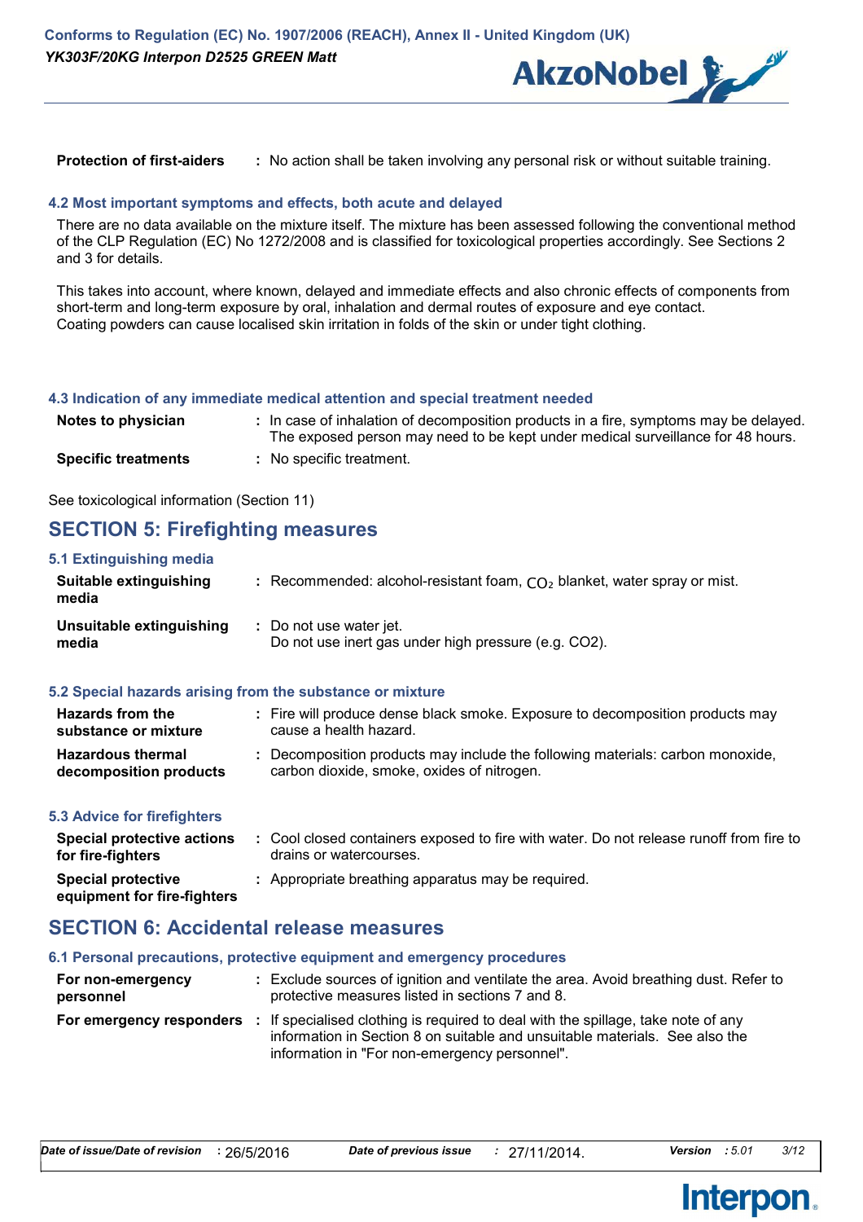| | | |
|---|---|---|
| **Protection of first-aiders** | : | No action shall be taken involving any personal risk or without suitable training. |

### 4.2 Most important symptoms and effects, both acute and delayed

There are no data available on the mixture itself. The mixture has been assessed following the conventional method of the CLP Regulation (EC) No 1272/2008 and is classified for toxicological properties accordingly. See Sections 2 and 3 for details.

This takes into account, where known, delayed and immediate effects and also chronic effects of components from short-term and long-term exposure by oral, inhalation and dermal routes of exposure and eye contact.
Coating powders can cause localised skin irritation in folds of the skin or under tight clothing.

### 4.3 Indication of any immediate medical attention and special treatment needed

| | | |
|---|---|---|
| **Notes to physician** | : | In case of inhalation of decomposition products in a fire, symptoms may be delayed. The exposed person may need to be kept under medical surveillance for 48 hours. |
| **Specific treatments** | : | No specific treatment. |

See toxicological information (Section 11)

## SECTION 5: Firefighting measures

### 5.1 Extinguishing media

| | | |
|---|---|---|
| **Suitable extinguishing media** | : | Recommended: alcohol-resistant foam, $CO_2$ blanket, water spray or mist. |
| **Unsuitable extinguishing media** | : | Do not use water jet. Do not use inert gas under high pressure (e.g. CO2). |

### 5.2 Special hazards arising from the substance or mixture

| | | |
|---|---|---|
| **Hazards from the substance or mixture** | : | Fire will produce dense black smoke. Exposure to decomposition products may cause a health hazard. |
| **Hazardous thermal decomposition products** | : | Decomposition products may include the following materials: carbon monoxide, carbon dioxide, smoke, oxides of nitrogen. |

### 5.3 Advice for firefighters

| | | |
|---|---|---|
| **Special protective actions for fire-fighters** | : | Cool closed containers exposed to fire with water. Do not release runoff from fire to drains or watercourses. |
| **Special protective equipment for fire-fighters** | : | Appropriate breathing apparatus may be required. |

## SECTION 6: Accidental release measures

### 6.1 Personal precautions, protective equipment and emergency procedures

| | | |
|---|---|---|
| **For non-emergency personnel** | : | Exclude sources of ignition and ventilate the area. Avoid breathing dust. Refer to protective measures listed in sections 7 and 8. |
| **For emergency responders** | : | If specialised clothing is required to deal with the spillage, take note of any information in Section 8 on suitable and unsuitable materials. See also the information in "For non-emergency personnel". |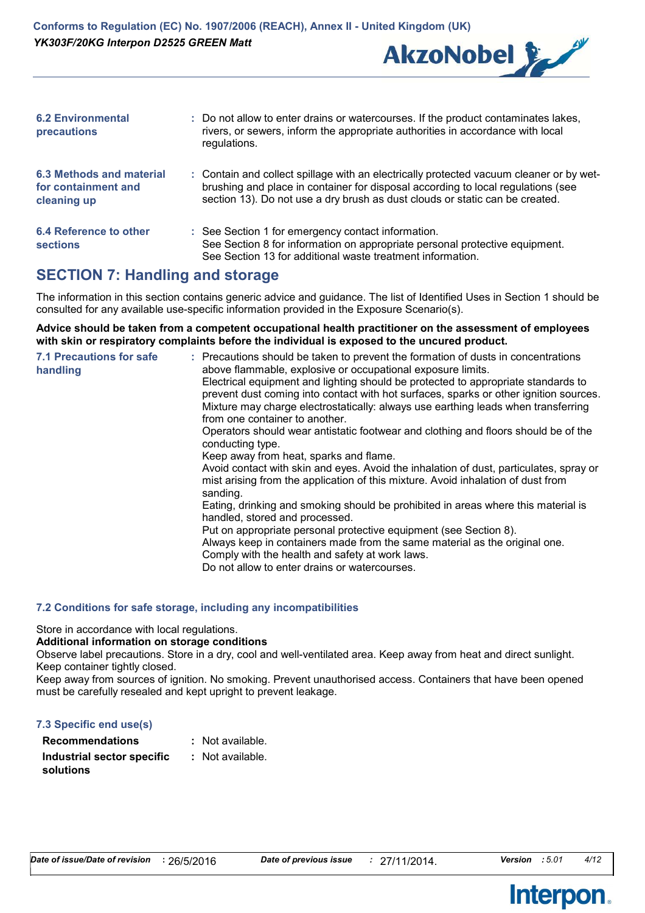**6.2 Environmental precautions** : Do not allow to enter drains or watercourses. If the product contaminates lakes, rivers, or sewers, inform the appropriate authorities in accordance with local regulations.

**6.3 Methods and material for containment and cleaning up** : Contain and collect spillage with an electrically protected vacuum cleaner or by wet-brushing and place in container for disposal according to local regulations (see section 13). Do not use a dry brush as dust clouds or static can be created.

**6.4 Reference to other sections** : See Section 1 for emergency contact information.
See Section 8 for information on appropriate personal protective equipment.
See Section 13 for additional waste treatment information.

## SECTION 7: Handling and storage

The information in this section contains generic advice and guidance. The list of Identified Uses in Section 1 should be consulted for any available use-specific information provided in the Exposure Scenario(s).

**Advice should be taken from a competent occupational health practitioner on the assessment of employees with skin or respiratory complaints before the individual is exposed to the uncured product.**

**7.1 Precautions for safe handling** : Precautions should be taken to prevent the formation of dusts in concentrations above flammable, explosive or occupational exposure limits.
Electrical equipment and lighting should be protected to appropriate standards to prevent dust coming into contact with hot surfaces, sparks or other ignition sources.
Mixture may charge electrostatically: always use earthing leads when transferring from one container to another.
Operators should wear antistatic footwear and clothing and floors should be of the conducting type.
Keep away from heat, sparks and flame.
Avoid contact with skin and eyes. Avoid the inhalation of dust, particulates, spray or mist arising from the application of this mixture. Avoid inhalation of dust from sanding.
Eating, drinking and smoking should be prohibited in areas where this material is handled, stored and processed.
Put on appropriate personal protective equipment (see Section 8).
Always keep in containers made from the same material as the original one.
Comply with the health and safety at work laws.
Do not allow to enter drains or watercourses.

### 7.2 Conditions for safe storage, including any incompatibilities

Store in accordance with local regulations.

**Additional information on storage conditions**

Observe label precautions. Store in a dry, cool and well-ventilated area. Keep away from heat and direct sunlight. Keep container tightly closed.
Keep away from sources of ignition. No smoking. Prevent unauthorised access. Containers that have been opened must be carefully resealed and kept upright to prevent leakage.

### 7.3 Specific end use(s)

**Recommendations** : Not available.

**Industrial sector specific solutions** : Not available.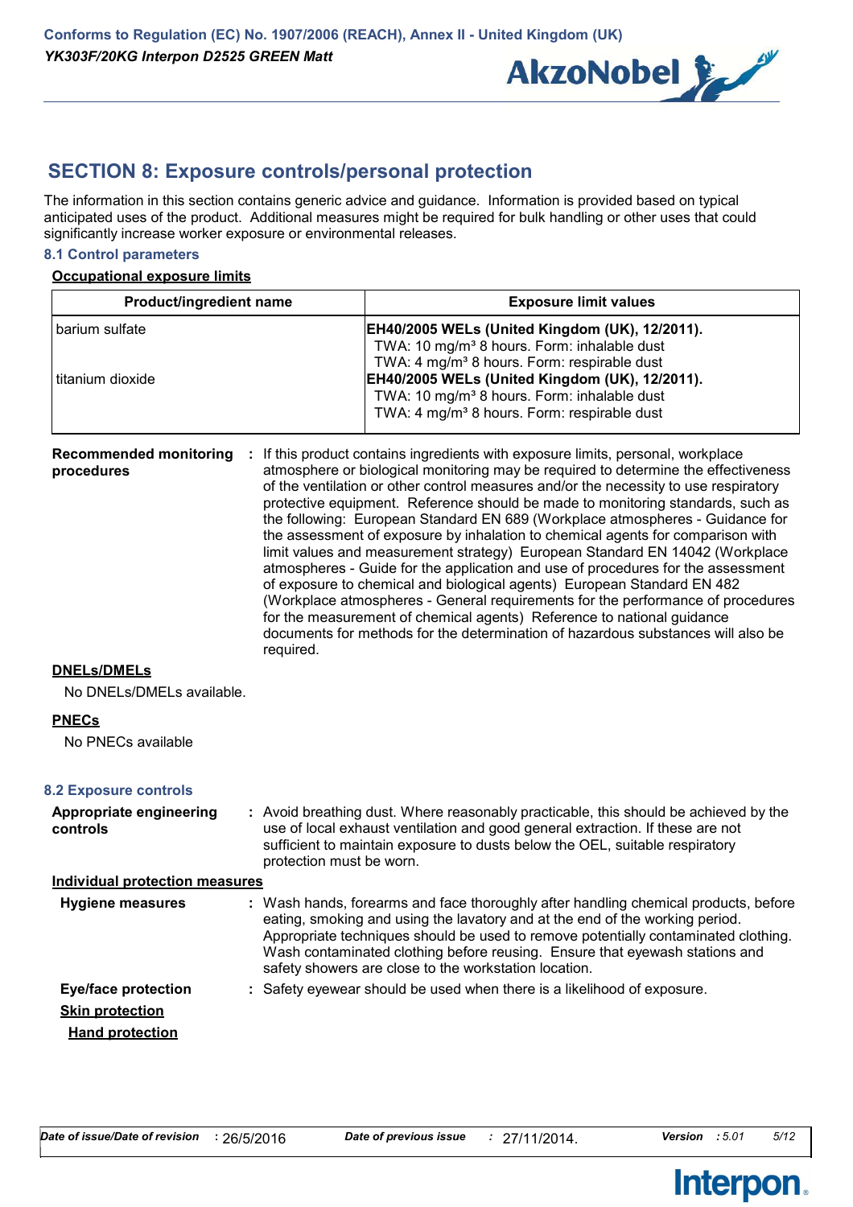## SECTION 8: Exposure controls/personal protection

The information in this section contains generic advice and guidance. Information is provided based on typical anticipated uses of the product. Additional measures might be required for bulk handling or other uses that could significantly increase worker exposure or environmental releases.

### 8.1 Control parameters

**Occupational exposure limits**

| Product/ingredient name | Exposure limit values |
|---|---|
| barium sulfate | **EH40/2005 WELs (United Kingdom (UK), 12/2011).**<br>TWA: 10 mg/m³ 8 hours. Form: inhalable dust<br>TWA: 4 mg/m³ 8 hours. Form: respirable dust |
| titanium dioxide | **EH40/2005 WELs (United Kingdom (UK), 12/2011).**<br>TWA: 10 mg/m³ 8 hours. Form: inhalable dust<br>TWA: 4 mg/m³ 8 hours. Form: respirable dust |

**Recommended monitoring procedures** : If this product contains ingredients with exposure limits, personal, workplace atmosphere or biological monitoring may be required to determine the effectiveness of the ventilation or other control measures and/or the necessity to use respiratory protective equipment. Reference should be made to monitoring standards, such as the following: European Standard EN 689 (Workplace atmospheres - Guidance for the assessment of exposure by inhalation to chemical agents for comparison with limit values and measurement strategy) European Standard EN 14042 (Workplace atmospheres - Guide for the application and use of procedures for the assessment of exposure to chemical and biological agents) European Standard EN 482 (Workplace atmospheres - General requirements for the performance of procedures for the measurement of chemical agents) Reference to national guidance documents for methods for the determination of hazardous substances will also be required.

**DNELs/DMELs**

No DNELs/DMELs available.

**PNECs**

No PNECs available

### 8.2 Exposure controls

**Appropriate engineering controls** : Avoid breathing dust. Where reasonably practicable, this should be achieved by the use of local exhaust ventilation and good general extraction. If these are not sufficient to maintain exposure to dusts below the OEL, suitable respiratory protection must be worn.

**Individual protection measures**

**Hygiene measures** : Wash hands, forearms and face thoroughly after handling chemical products, before eating, smoking and using the lavatory and at the end of the working period. Appropriate techniques should be used to remove potentially contaminated clothing. Wash contaminated clothing before reusing. Ensure that eyewash stations and safety showers are close to the workstation location.

**Eye/face protection** : Safety eyewear should be used when there is a likelihood of exposure.

**Skin protection**

**Hand protection**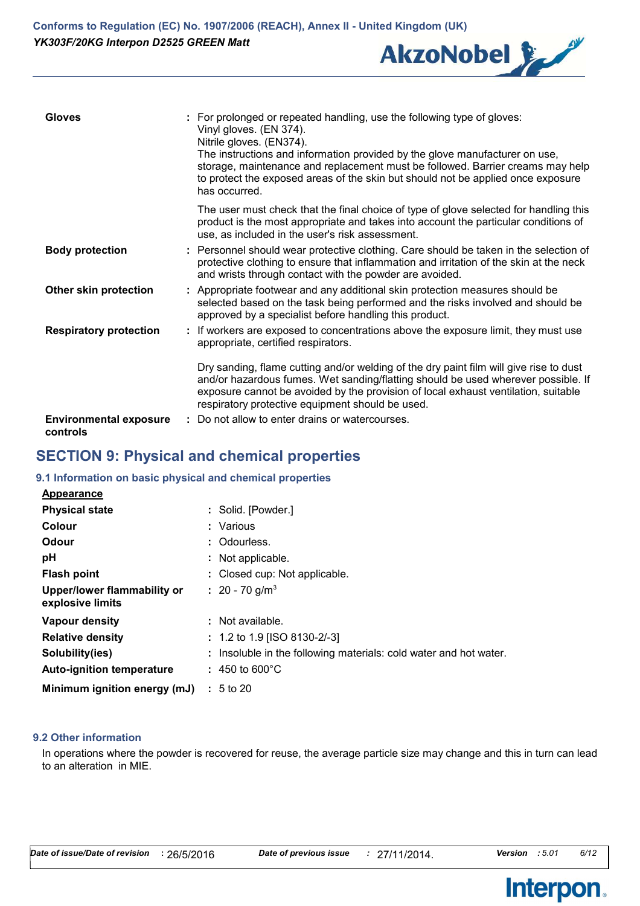| | | |
|---|---|---|
| **Gloves** | : | For prolonged or repeated handling, use the following type of gloves: Vinyl gloves. (EN 374). Nitrile gloves. (EN374). The instructions and information provided by the glove manufacturer on use, storage, maintenance and replacement must be followed. Barrier creams may help to protect the exposed areas of the skin but should not be applied once exposure has occurred.<br><br>The user must check that the final choice of type of glove selected for handling this product is the most appropriate and takes into account the particular conditions of use, as included in the user's risk assessment. |
| **Body protection** | : | Personnel should wear protective clothing. Care should be taken in the selection of protective clothing to ensure that inflammation and irritation of the skin at the neck and wrists through contact with the powder are avoided. |
| **Other skin protection** | : | Appropriate footwear and any additional skin protection measures should be selected based on the task being performed and the risks involved and should be approved by a specialist before handling this product. |
| **Respiratory protection** | : | If workers are exposed to concentrations above the exposure limit, they must use appropriate, certified respirators.<br><br>Dry sanding, flame cutting and/or welding of the dry paint film will give rise to dust and/or hazardous fumes. Wet sanding/flatting should be used wherever possible. If exposure cannot be avoided by the provision of local exhaust ventilation, suitable respiratory protective equipment should be used. |
| **Environmental exposure controls** | : | Do not allow to enter drains or watercourses. |

## SECTION 9: Physical and chemical properties

### 9.1 Information on basic physical and chemical properties

**Appearance**

| | | |
|---|---|---|
| **Physical state** | : | Solid. [Powder.] |
| **Colour** | : | Various |
| **Odour** | : | Odourless. |
| **pH** | : | Not applicable. |
| **Flash point** | : | Closed cup: Not applicable. |
| **Upper/lower flammability or explosive limits** | : | 20 - 70 g/m$^3$ |
| **Vapour density** | : | Not available. |
| **Relative density** | : | 1.2 to 1.9 [ISO 8130-2/-3] |
| **Solubility(ies)** | : | Insoluble in the following materials: cold water and hot water. |
| **Auto-ignition temperature** | : | 450 to 600°C |
| **Minimum ignition energy (mJ)** | : | 5 to 20 |

### 9.2 Other information

In operations where the powder is recovered for reuse, the average particle size may change and this in turn can lead to an alteration in MIE.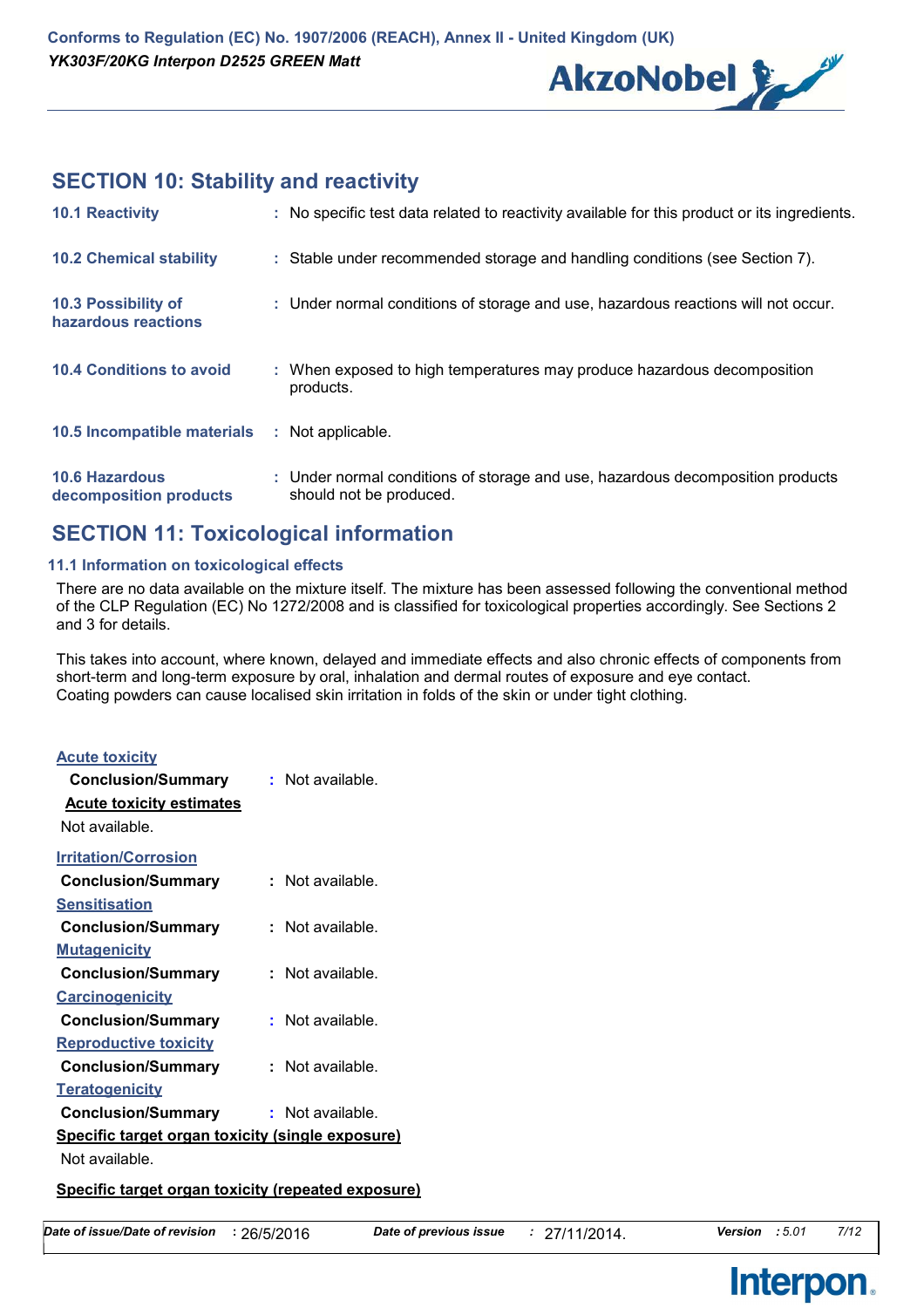## SECTION 10: Stability and reactivity

**10.1 Reactivity** : No specific test data related to reactivity available for this product or its ingredients.

**10.2 Chemical stability** : Stable under recommended storage and handling conditions (see Section 7).

**10.3 Possibility of hazardous reactions** : Under normal conditions of storage and use, hazardous reactions will not occur.

**10.4 Conditions to avoid** : When exposed to high temperatures may produce hazardous decomposition products.

**10.5 Incompatible materials** : Not applicable.

**10.6 Hazardous decomposition products** : Under normal conditions of storage and use, hazardous decomposition products should not be produced.

## SECTION 11: Toxicological information

### 11.1 Information on toxicological effects

There are no data available on the mixture itself. The mixture has been assessed following the conventional method of the CLP Regulation (EC) No 1272/2008 and is classified for toxicological properties accordingly. See Sections 2 and 3 for details.

This takes into account, where known, delayed and immediate effects and also chronic effects of components from short-term and long-term exposure by oral, inhalation and dermal routes of exposure and eye contact.
Coating powders can cause localised skin irritation in folds of the skin or under tight clothing.

**Acute toxicity**

**Conclusion/Summary** : Not available.

**Acute toxicity estimates**

Not available.

**Irritation/Corrosion**

**Conclusion/Summary** : Not available.

**Sensitisation**

**Conclusion/Summary** : Not available.

**Mutagenicity**

**Conclusion/Summary** : Not available.

**Carcinogenicity**

**Conclusion/Summary** : Not available.

**Reproductive toxicity**

**Conclusion/Summary** : Not available.

**Teratogenicity**

**Conclusion/Summary** : Not available.

**Specific target organ toxicity (single exposure)**

Not available.

**Specific target organ toxicity (repeated exposure)**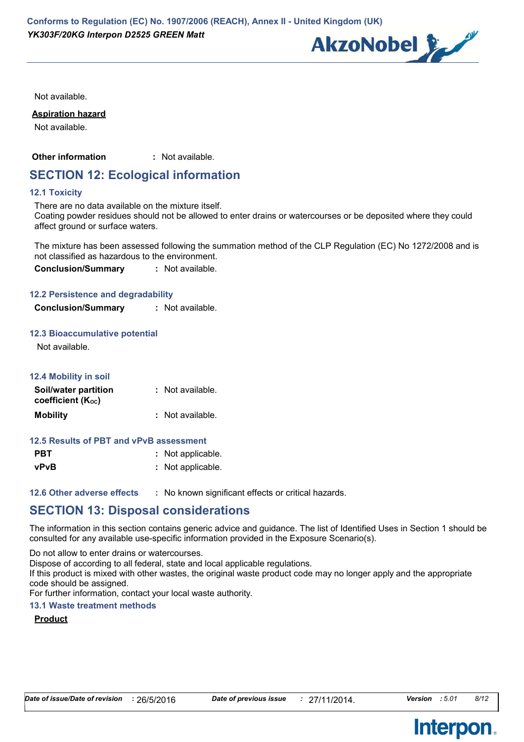Not available.

**Aspiration hazard**

Not available.

| | | |
|---|---|---|
| **Other information** | : | Not available. |

## SECTION 12: Ecological information

### 12.1 Toxicity

There are no data available on the mixture itself.
Coating powder residues should not be allowed to enter drains or watercourses or be deposited where they could affect ground or surface waters.

The mixture has been assessed following the summation method of the CLP Regulation (EC) No 1272/2008 and is not classified as hazardous to the environment.

| | | |
|---|---|---|
| **Conclusion/Summary** | : | Not available. |

### 12.2 Persistence and degradability

| | | |
|---|---|---|
| **Conclusion/Summary** | : | Not available. |

### 12.3 Bioaccumulative potential

Not available.

### 12.4 Mobility in soil

| | | |
|---|---|---|
| **Soil/water partition coefficient ($K_{OC}$)** | : | Not available. |
| **Mobility** | : | Not available. |

### 12.5 Results of PBT and vPvB assessment

| | | |
|---|---|---|
| **PBT** | : | Not applicable. |
| **vPvB** | : | Not applicable. |

### 12.6 Other adverse effects

: No known significant effects or critical hazards.

## SECTION 13: Disposal considerations

The information in this section contains generic advice and guidance. The list of Identified Uses in Section 1 should be consulted for any available use-specific information provided in the Exposure Scenario(s).

Do not allow to enter drains or watercourses.
Dispose of according to all federal, state and local applicable regulations.
If this product is mixed with other wastes, the original waste product code may no longer apply and the appropriate code should be assigned.
For further information, contact your local waste authority.

### 13.1 Waste treatment methods

**Product**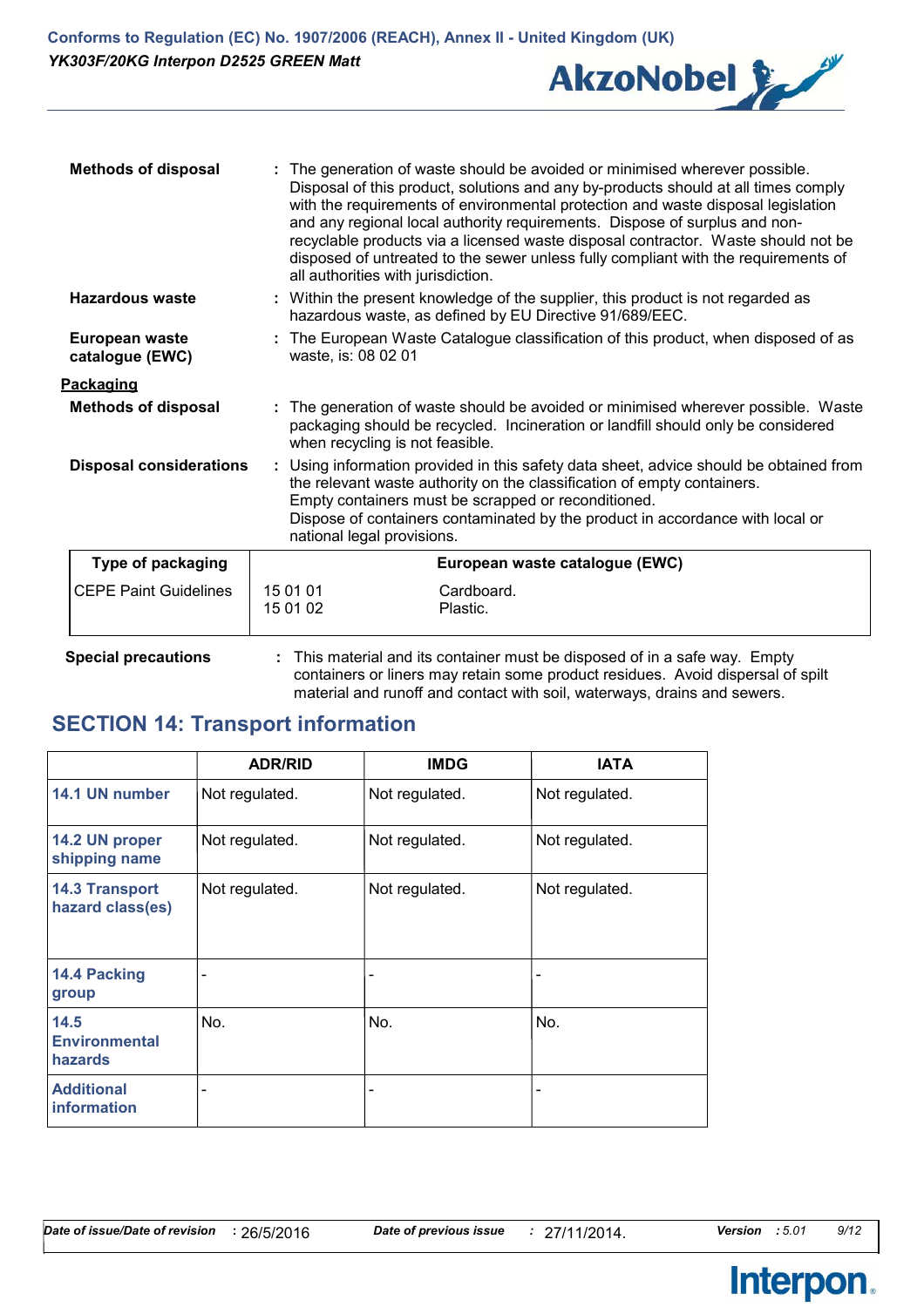**Methods of disposal** : The generation of waste should be avoided or minimised wherever possible. Disposal of this product, solutions and any by-products should at all times comply with the requirements of environmental protection and waste disposal legislation and any regional local authority requirements. Dispose of surplus and non-recyclable products via a licensed waste disposal contractor. Waste should not be disposed of untreated to the sewer unless fully compliant with the requirements of all authorities with jurisdiction.

**Hazardous waste** : Within the present knowledge of the supplier, this product is not regarded as hazardous waste, as defined by EU Directive 91/689/EEC.

**European waste catalogue (EWC)** : The European Waste Catalogue classification of this product, when disposed of as waste, is: 08 02 01

**Packaging**

**Methods of disposal** : The generation of waste should be avoided or minimised wherever possible. Waste packaging should be recycled. Incineration or landfill should only be considered when recycling is not feasible.

**Disposal considerations** : Using information provided in this safety data sheet, advice should be obtained from the relevant waste authority on the classification of empty containers.
Empty containers must be scrapped or reconditioned.
Dispose of containers contaminated by the product in accordance with local or national legal provisions.

| Type of packaging | European waste catalogue (EWC) | |
|---|---|---|
| CEPE Paint Guidelines | 15 01 01<br>15 01 02 | Cardboard.<br>Plastic. |

**Special precautions** : This material and its container must be disposed of in a safe way. Empty containers or liners may retain some product residues. Avoid dispersal of spilt material and runoff and contact with soil, waterways, drains and sewers.

## SECTION 14: Transport information

| | ADR/RID | IMDG | IATA |
|---|---|---|---|
| **14.1 UN number** | Not regulated. | Not regulated. | Not regulated. |
| **14.2 UN proper shipping name** | Not regulated. | Not regulated. | Not regulated. |
| **14.3 Transport hazard class(es)** | Not regulated. | Not regulated. | Not regulated. |
| **14.4 Packing group** | - | - | - |
| **14.5 Environmental hazards** | No. | No. | No. |
| **Additional information** | - | - | - |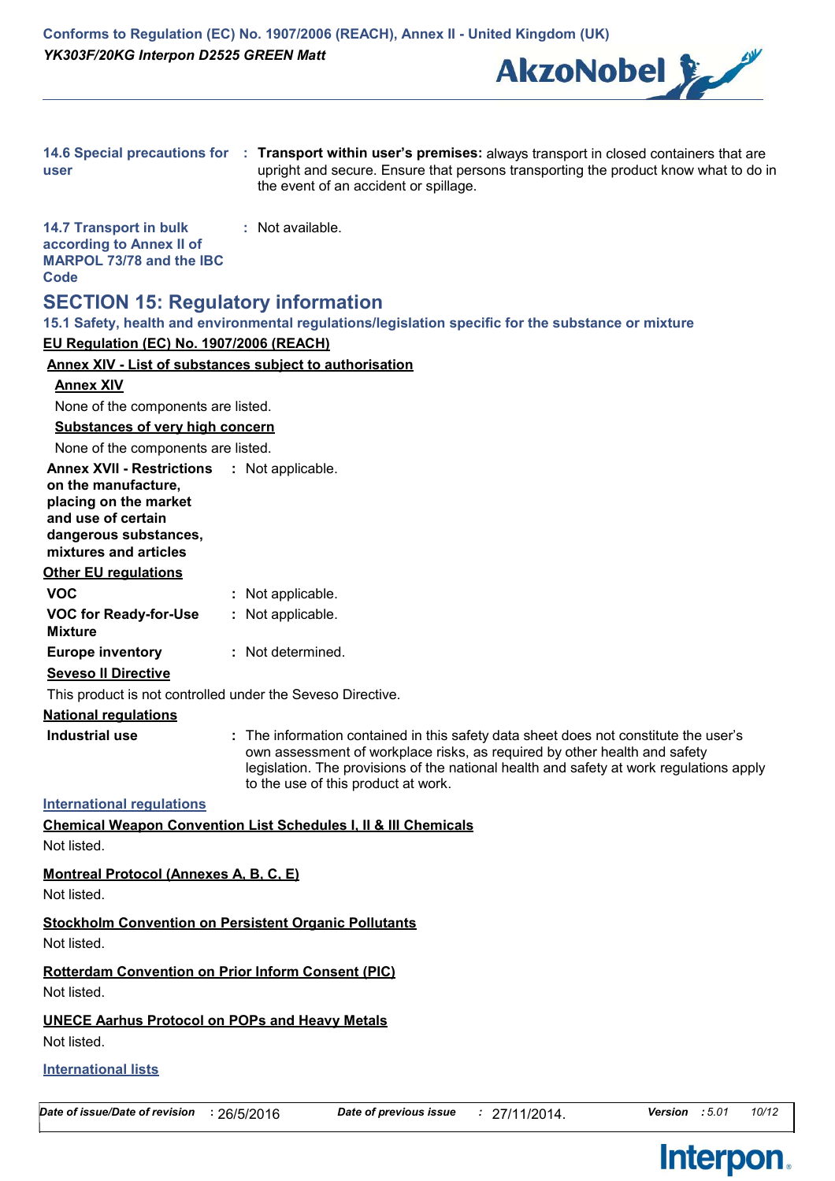**14.6 Special precautions for user** : **Transport within user's premises:** always transport in closed containers that are upright and secure. Ensure that persons transporting the product know what to do in the event of an accident or spillage.

**14.7 Transport in bulk according to Annex II of MARPOL 73/78 and the IBC Code** : Not available.

## SECTION 15: Regulatory information

### 15.1 Safety, health and environmental regulations/legislation specific for the substance or mixture

**EU Regulation (EC) No. 1907/2006 (REACH)**

**Annex XIV - List of substances subject to authorisation**

**Annex XIV**

None of the components are listed.

**Substances of very high concern**

None of the components are listed.

**Annex XVII - Restrictions on the manufacture, placing on the market and use of certain dangerous substances, mixtures and articles** : Not applicable.

**Other EU regulations**

**VOC** : Not applicable.

**VOC for Ready-for-Use Mixture** : Not applicable.

**Europe inventory** : Not determined.

**Seveso II Directive**

This product is not controlled under the Seveso Directive.

**National regulations**

**Industrial use** : The information contained in this safety data sheet does not constitute the user's own assessment of workplace risks, as required by other health and safety legislation. The provisions of the national health and safety at work regulations apply to the use of this product at work.

**International regulations**

**Chemical Weapon Convention List Schedules I, II & III Chemicals**

Not listed.

**Montreal Protocol (Annexes A, B, C, E)**

Not listed.

**Stockholm Convention on Persistent Organic Pollutants**

Not listed.

**Rotterdam Convention on Prior Inform Consent (PIC)**

Not listed.

**UNECE Aarhus Protocol on POPs and Heavy Metals**

Not listed.

**International lists**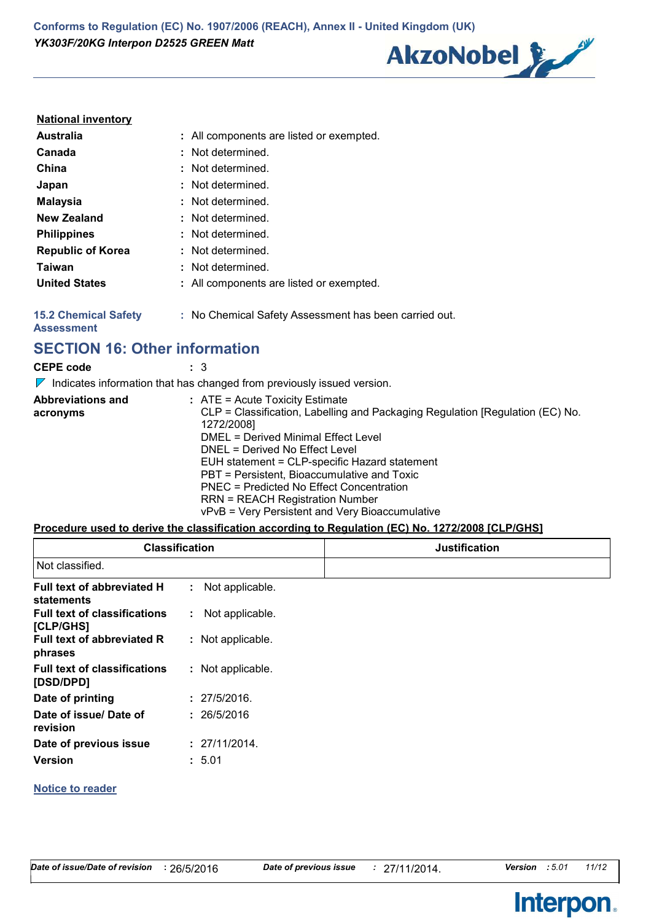**National inventory**

| | |
|---|---|
| **Australia** | : All components are listed or exempted. |
| **Canada** | : Not determined. |
| **China** | : Not determined. |
| **Japan** | : Not determined. |
| **Malaysia** | : Not determined. |
| **New Zealand** | : Not determined. |
| **Philippines** | : Not determined. |
| **Republic of Korea** | : Not determined. |
| **Taiwan** | : Not determined. |
| **United States** | : All components are listed or exempted. |

**15.2 Chemical Safety Assessment** : No Chemical Safety Assessment has been carried out.

## SECTION 16: Other information

**CEPE code** : 3

Indicates information that has changed from previously issued version.

**Abbreviations and acronyms** : ATE = Acute Toxicity Estimate
CLP = Classification, Labelling and Packaging Regulation [Regulation (EC) No. 1272/2008]
DMEL = Derived Minimal Effect Level
DNEL = Derived No Effect Level
EUH statement = CLP-specific Hazard statement
PBT = Persistent, Bioaccumulative and Toxic
PNEC = Predicted No Effect Concentration
RRN = REACH Registration Number
vPvB = Very Persistent and Very Bioaccumulative

**Procedure used to derive the classification according to Regulation (EC) No. 1272/2008 [CLP/GHS]**

| Classification | Justification |
|---|---|
| Not classified. | |

| | |
|---|---|
| **Full text of abbreviated H statements** | : Not applicable. |
| **Full text of classifications [CLP/GHS]** | : Not applicable. |
| **Full text of abbreviated R phrases** | : Not applicable. |
| **Full text of classifications [DSD/DPD]** | : Not applicable. |
| **Date of printing** | : 27/5/2016. |
| **Date of issue/ Date of revision** | : 26/5/2016 |
| **Date of previous issue** | : 27/11/2014. |
| **Version** | : 5.01 |

**Notice to reader**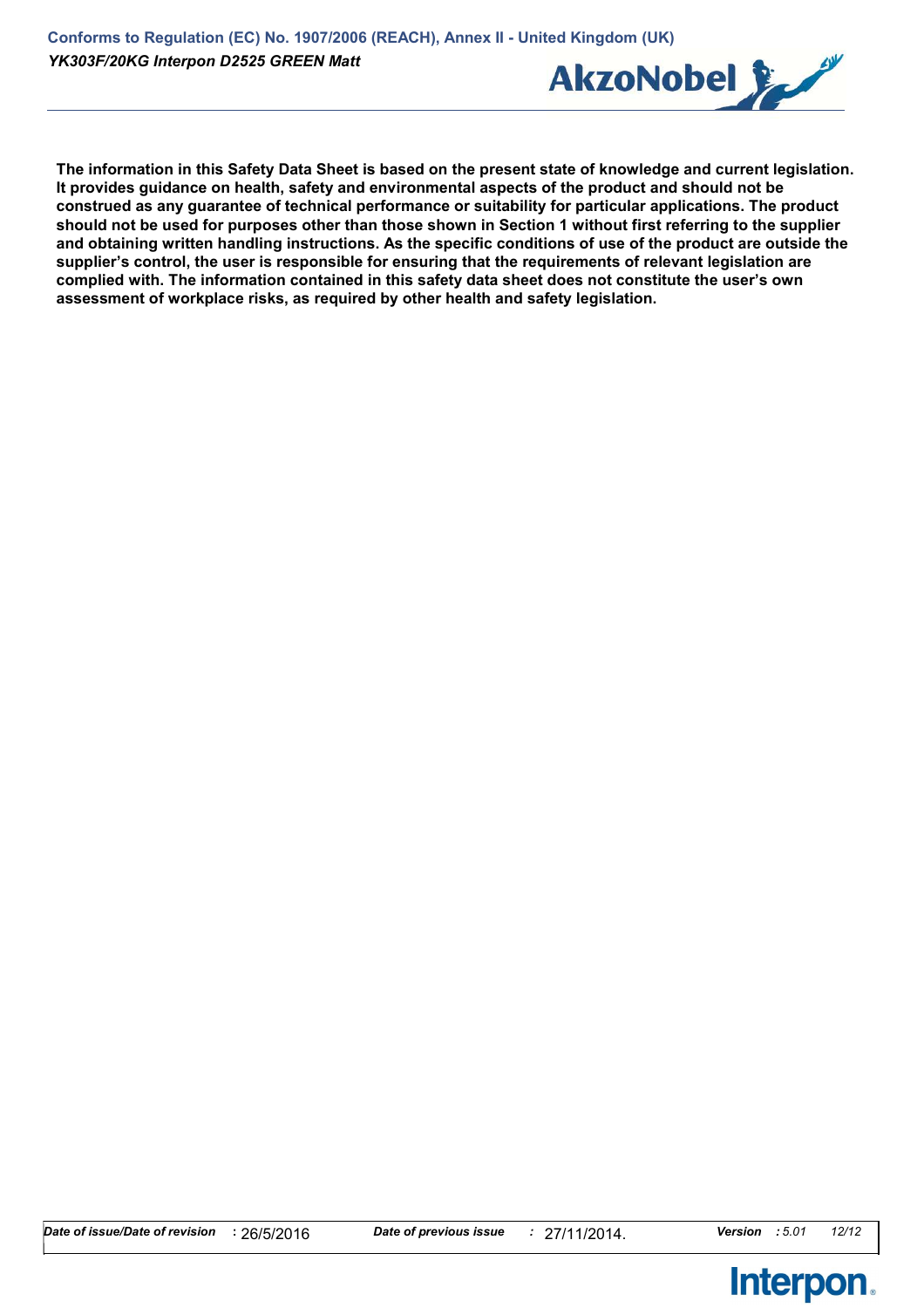**The information in this Safety Data Sheet is based on the present state of knowledge and current legislation. It provides guidance on health, safety and environmental aspects of the product and should not be construed as any guarantee of technical performance or suitability for particular applications. The product should not be used for purposes other than those shown in Section 1 without first referring to the supplier and obtaining written handling instructions. As the specific conditions of use of the product are outside the supplier's control, the user is responsible for ensuring that the requirements of relevant legislation are complied with. The information contained in this safety data sheet does not constitute the user's own assessment of workplace risks, as required by other health and safety legislation.**